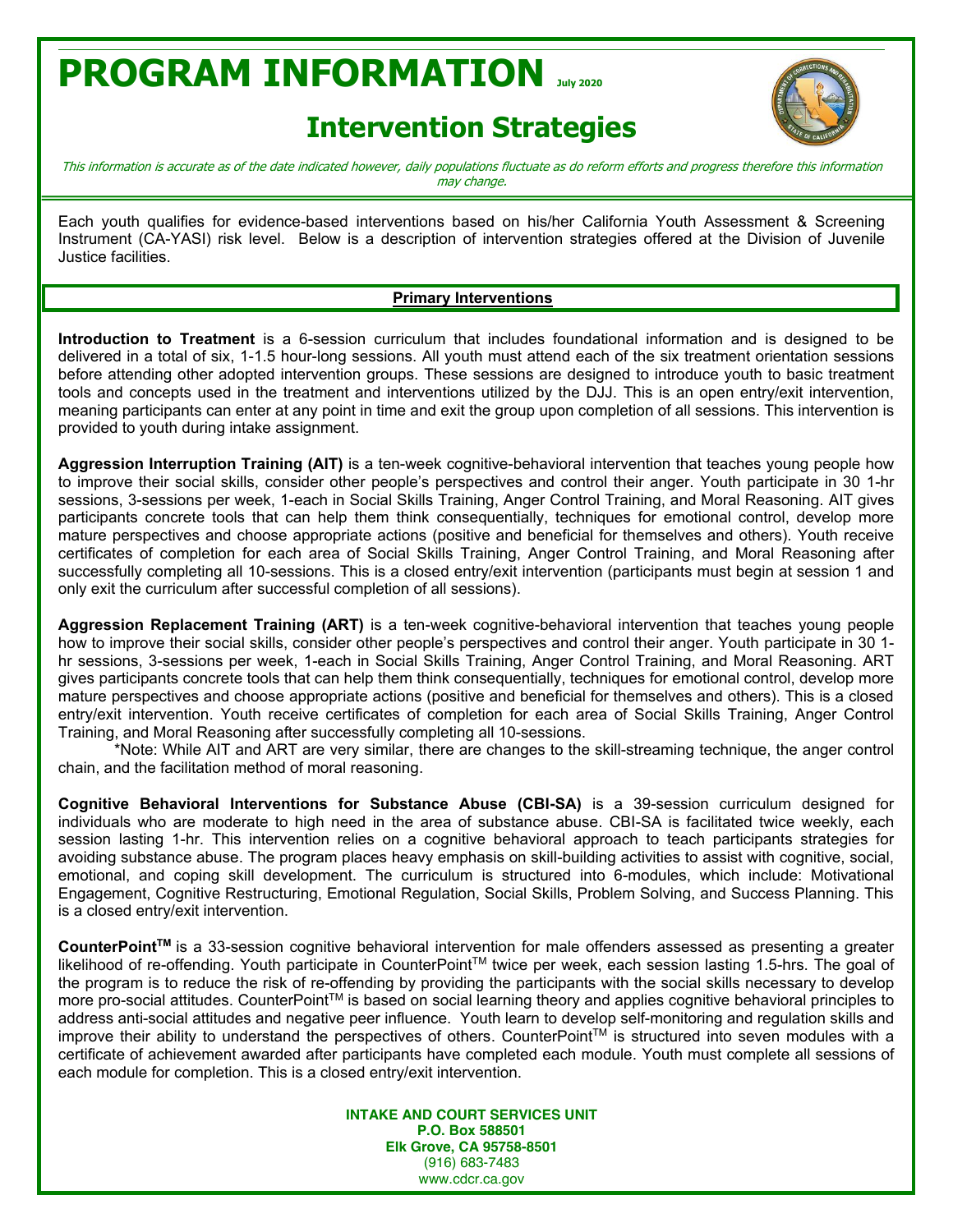# PROGRAM INFORMATION July 2020

## Intervention Strategies

*This information is accurate as of the date indicated however, daily populations fluctuate as do reform efforts and progress therefore this information may change.*

Each youth qualifies for evidence-based interventions based on his/her California Youth Assessment & Screening Instrument (CA-YASI) risk level. Below is a description of intervention strategies offered at the Division of Juvenile Justice facilities.

### Primary Interventions

**Introduction to Treatment** is a 6-session curriculum that includes foundational information and is designed to be delivered in a total of six, 1-1.5 hour-long sessions. All youth must attend each of the six treatment orientation sessions before attending other adopted intervention groups. These sessions are designed to introduce youth to basic treatment tools and concepts used in the treatment and interventions utilized by the DJJ. This is an open entry/exit intervention, meaning participants can enter at any point in time and exit the group upon completion of all sessions. This intervention is provided to youth during intake assignment.

**Aggression Interruption Training (AIT)** is a ten-week cognitive-behavioral intervention that teaches young people how to improve their social skills, consider other people's perspectives and control their anger. Youth participate in 30 1-hr sessions, 3-sessions per week, 1-each in Social Skills Training, Anger Control Training, and Moral Reasoning. AIT gives participants concrete tools that can help them think consequentially, techniques for emotional control, develop more mature perspectives and choose appropriate actions (positive and beneficial for themselves and others). Youth receive certificates of completion for each area of Social Skills Training, Anger Control Training, and Moral Reasoning after successfully completing all 10-sessions. This is a closed entry/exit intervention (participants must begin at session 1 and only exit the curriculum after successful completion of all sessions).

**Aggression Replacement Training (ART)** is a ten-week cognitive-behavioral intervention that teaches young people how to improve their social skills, consider other people's perspectives and control their anger. Youth participate in 30 1-hr sessions, 3-sessions per week, 1-each in Social Skills Training, Anger Control Training, and Moral Reasoning. ART gives participants concrete tools that can help them think consequentially, techniques for emotional control, develop more mature perspectives and choose appropriate actions (positive and beneficial for themselves and others). This is a closed entry/exit intervention. Youth receive certificates of completion for each area of Social Skills Training, Anger Control Training, and Moral Reasoning after successfully completing all 10-sessions.

*Note: While AIT and ART are very similar, there are changes to the skill-streaming technique, the anger control chain, and the facilitation method of moral reasoning.

**Cognitive Behavioral Interventions for Substance Abuse (CBI-SA)** is a 39-session curriculum designed for individuals who are moderate to high need in the area of substance abuse. CBI-SA is facilitated twice weekly, each session lasting 1-hr. This intervention relies on a cognitive behavioral approach to teach participants strategies for avoiding substance abuse. The program places heavy emphasis on skill-building activities to assist with cognitive, social, emotional, and coping skill development. The curriculum is structured into 6-modules, which include: Motivational Engagement, Cognitive Restructuring, Emotional Regulation, Social Skills, Problem Solving, and Success Planning. This is a closed entry/exit intervention.

**CounterPoint™** is a 33-session cognitive behavioral intervention for male offenders assessed as presenting a greater likelihood of re-offending. Youth participate in CounterPoint™ twice per week, each session lasting 1.5-hrs. The goal of the program is to reduce the risk of re-offending by providing the participants with the social skills necessary to develop more pro-social attitudes. CounterPoint™ is based on social learning theory and applies cognitive behavioral principles to address anti-social attitudes and negative peer influence. Youth learn to develop self-monitoring and regulation skills and improve their ability to understand the perspectives of others. CounterPoint™ is structured into seven modules with a certificate of achievement awarded after participants have completed each module. Youth must complete all sessions of each module for completion. This is a closed entry/exit intervention.

**INTAKE AND COURT SERVICES UNIT**
**P.O. Box 588501**
**Elk Grove, CA 95758-8501**
(916) 683-7483
www.cdcr.ca.gov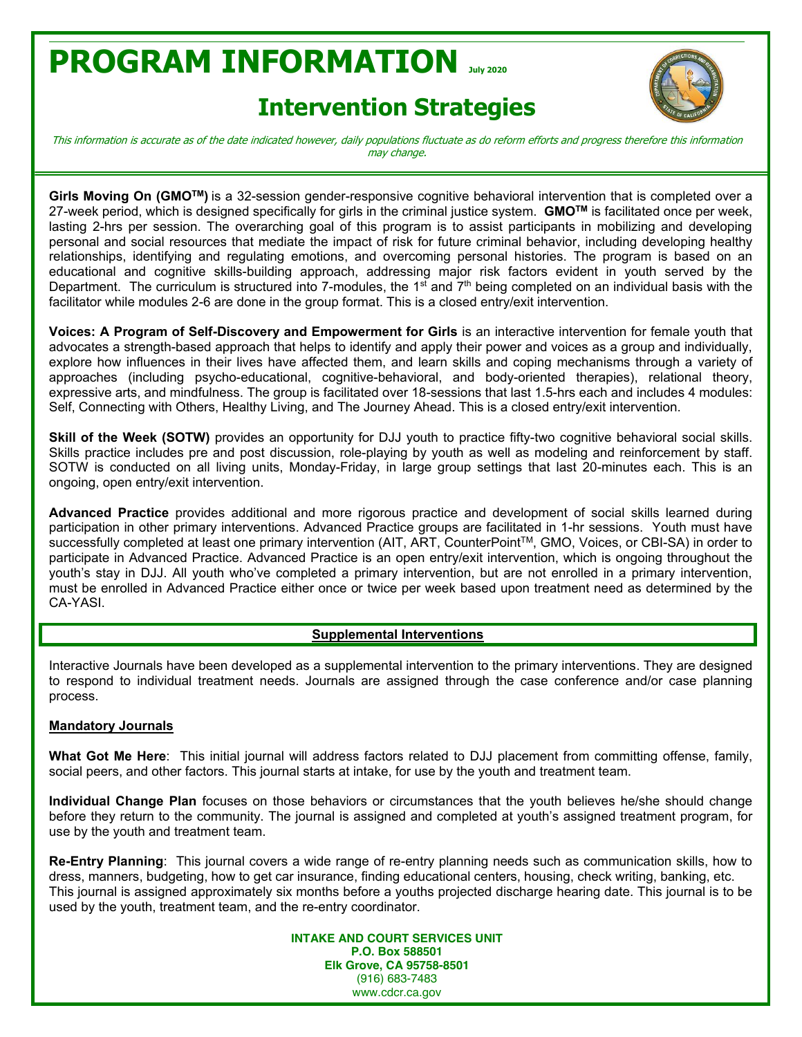# PROGRAM INFORMATION July 2020

## Intervention Strategies

*This information is accurate as of the date indicated however, daily populations fluctuate as do reform efforts and progress therefore this information may change.*

**Girls Moving On (GMO™)** is a 32-session gender-responsive cognitive behavioral intervention that is completed over a 27-week period, which is designed specifically for girls in the criminal justice system. **GMO™** is facilitated once per week, lasting 2-hrs per session. The overarching goal of this program is to assist participants in mobilizing and developing personal and social resources that mediate the impact of risk for future criminal behavior, including developing healthy relationships, identifying and regulating emotions, and overcoming personal histories. The program is based on an educational and cognitive skills-building approach, addressing major risk factors evident in youth served by the Department. The curriculum is structured into 7-modules, the 1st and 7th being completed on an individual basis with the facilitator while modules 2-6 are done in the group format. This is a closed entry/exit intervention.

**Voices: A Program of Self-Discovery and Empowerment for Girls** is an interactive intervention for female youth that advocates a strength-based approach that helps to identify and apply their power and voices as a group and individually, explore how influences in their lives have affected them, and learn skills and coping mechanisms through a variety of approaches (including psycho-educational, cognitive-behavioral, and body-oriented therapies), relational theory, expressive arts, and mindfulness. The group is facilitated over 18-sessions that last 1.5-hrs each and includes 4 modules: Self, Connecting with Others, Healthy Living, and The Journey Ahead. This is a closed entry/exit intervention.

**Skill of the Week (SOTW)** provides an opportunity for DJJ youth to practice fifty-two cognitive behavioral social skills. Skills practice includes pre and post discussion, role-playing by youth as well as modeling and reinforcement by staff. SOTW is conducted on all living units, Monday-Friday, in large group settings that last 20-minutes each. This is an ongoing, open entry/exit intervention.

**Advanced Practice** provides additional and more rigorous practice and development of social skills learned during participation in other primary interventions. Advanced Practice groups are facilitated in 1-hr sessions. Youth must have successfully completed at least one primary intervention (AIT, ART, CounterPoint™, GMO, Voices, or CBI-SA) in order to participate in Advanced Practice. Advanced Practice is an open entry/exit intervention, which is ongoing throughout the youth's stay in DJJ. All youth who've completed a primary intervention, but are not enrolled in a primary intervention, must be enrolled in Advanced Practice either once or twice per week based upon treatment need as determined by the CA-YASI.

### Supplemental Interventions

Interactive Journals have been developed as a supplemental intervention to the primary interventions. They are designed to respond to individual treatment needs. Journals are assigned through the case conference and/or case planning process.

#### Mandatory Journals

**What Got Me Here**: This initial journal will address factors related to DJJ placement from committing offense, family, social peers, and other factors. This journal starts at intake, for use by the youth and treatment team.

**Individual Change Plan** focuses on those behaviors or circumstances that the youth believes he/she should change before they return to the community. The journal is assigned and completed at youth's assigned treatment program, for use by the youth and treatment team.

**Re-Entry Planning**: This journal covers a wide range of re-entry planning needs such as communication skills, how to dress, manners, budgeting, how to get car insurance, finding educational centers, housing, check writing, banking, etc. This journal is assigned approximately six months before a youths projected discharge hearing date. This journal is to be used by the youth, treatment team, and the re-entry coordinator.

**INTAKE AND COURT SERVICES UNIT**
**P.O. Box 588501**
**Elk Grove, CA 95758-8501**
(916) 683-7483
www.cdcr.ca.gov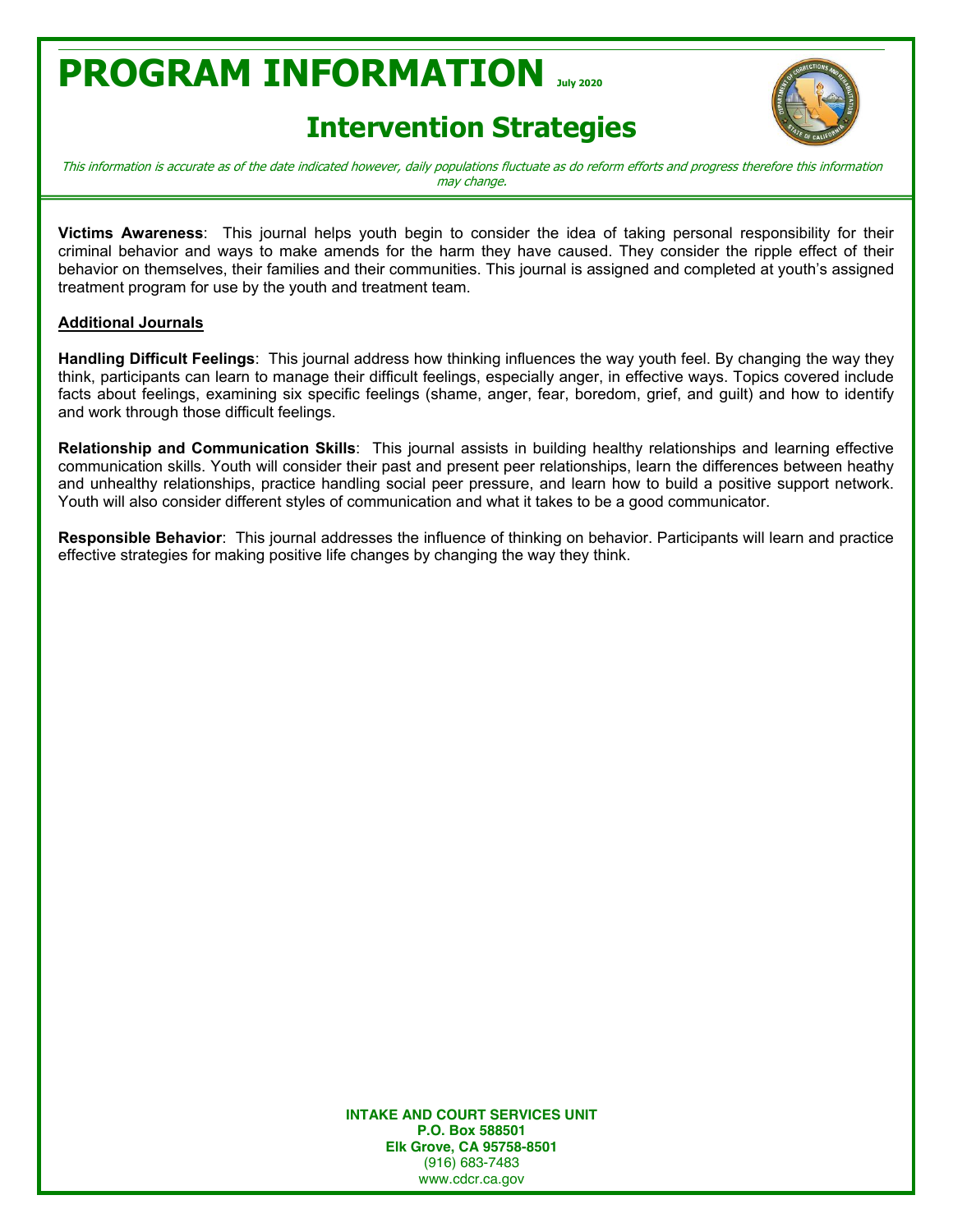# PROGRAM INFORMATION July 2020

## Intervention Strategies

*This information is accurate as of the date indicated however, daily populations fluctuate as do reform efforts and progress therefore this information may change.*

**Victims Awareness**: This journal helps youth begin to consider the idea of taking personal responsibility for their criminal behavior and ways to make amends for the harm they have caused. They consider the ripple effect of their behavior on themselves, their families and their communities. This journal is assigned and completed at youth's assigned treatment program for use by the youth and treatment team.

**Additional Journals**

**Handling Difficult Feelings**: This journal address how thinking influences the way youth feel. By changing the way they think, participants can learn to manage their difficult feelings, especially anger, in effective ways. Topics covered include facts about feelings, examining six specific feelings (shame, anger, fear, boredom, grief, and guilt) and how to identify and work through those difficult feelings.

**Relationship and Communication Skills**: This journal assists in building healthy relationships and learning effective communication skills. Youth will consider their past and present peer relationships, learn the differences between heathy and unhealthy relationships, practice handling social peer pressure, and learn how to build a positive support network. Youth will also consider different styles of communication and what it takes to be a good communicator.

**Responsible Behavior**: This journal addresses the influence of thinking on behavior. Participants will learn and practice effective strategies for making positive life changes by changing the way they think.

**INTAKE AND COURT SERVICES UNIT**
**P.O. Box 588501**
**Elk Grove, CA 95758-8501**
(916) 683-7483
www.cdcr.ca.gov